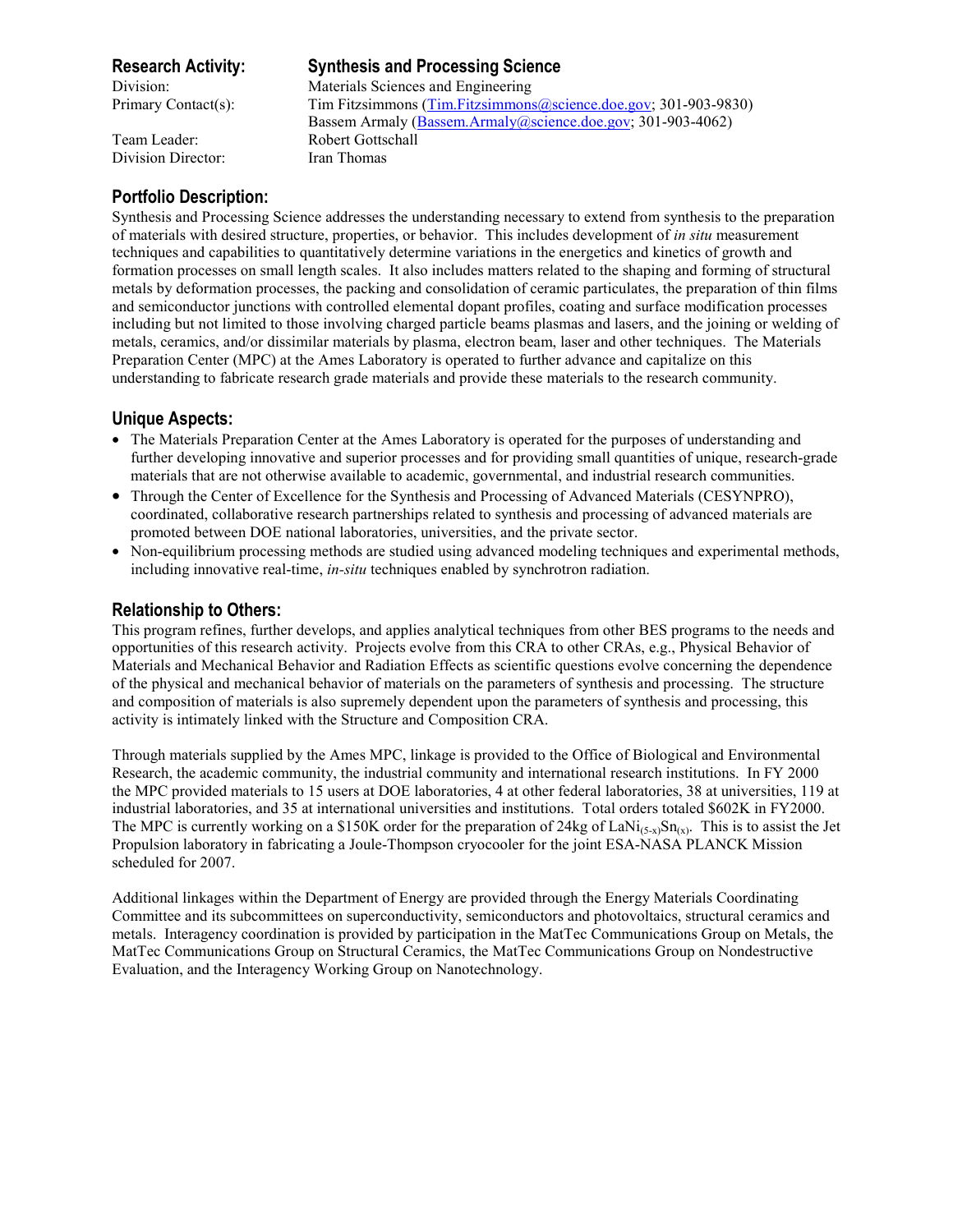## Research Activity: Synthesis and Processing Science

Division: Materials Sciences and Engineering
Primary Contact(s): Tim Fitzsimmons (Tim.Fitzsimmons@science.doe.gov; 301-903-9830)
Bassem Armaly (Bassem.Armaly@science.doe.gov; 301-903-4062)
Team Leader: Robert Gottschall
Division Director: Iran Thomas

## Portfolio Description:

Synthesis and Processing Science addresses the understanding necessary to extend from synthesis to the preparation of materials with desired structure, properties, or behavior. This includes development of *in situ* measurement techniques and capabilities to quantitatively determine variations in the energetics and kinetics of growth and formation processes on small length scales. It also includes matters related to the shaping and forming of structural metals by deformation processes, the packing and consolidation of ceramic particulates, the preparation of thin films and semiconductor junctions with controlled elemental dopant profiles, coating and surface modification processes including but not limited to those involving charged particle beams plasmas and lasers, and the joining or welding of metals, ceramics, and/or dissimilar materials by plasma, electron beam, laser and other techniques. The Materials Preparation Center (MPC) at the Ames Laboratory is operated to further advance and capitalize on this understanding to fabricate research grade materials and provide these materials to the research community.

## Unique Aspects:

- The Materials Preparation Center at the Ames Laboratory is operated for the purposes of understanding and further developing innovative and superior processes and for providing small quantities of unique, research-grade materials that are not otherwise available to academic, governmental, and industrial research communities.
- Through the Center of Excellence for the Synthesis and Processing of Advanced Materials (CESYNPRO), coordinated, collaborative research partnerships related to synthesis and processing of advanced materials are promoted between DOE national laboratories, universities, and the private sector.
- Non-equilibrium processing methods are studied using advanced modeling techniques and experimental methods, including innovative real-time, *in-situ* techniques enabled by synchrotron radiation.

## Relationship to Others:

This program refines, further develops, and applies analytical techniques from other BES programs to the needs and opportunities of this research activity. Projects evolve from this CRA to other CRAs, e.g., Physical Behavior of Materials and Mechanical Behavior and Radiation Effects as scientific questions evolve concerning the dependence of the physical and mechanical behavior of materials on the parameters of synthesis and processing. The structure and composition of materials is also supremely dependent upon the parameters of synthesis and processing, this activity is intimately linked with the Structure and Composition CRA.

Through materials supplied by the Ames MPC, linkage is provided to the Office of Biological and Environmental Research, the academic community, the industrial community and international research institutions. In FY 2000 the MPC provided materials to 15 users at DOE laboratories, 4 at other federal laboratories, 38 at universities, 119 at industrial laboratories, and 35 at international universities and institutions. Total orders totaled $602K in FY2000. The MPC is currently working on a $150K order for the preparation of 24kg of $LaNi_{(5-x)}Sn_{(x)}$. This is to assist the Jet Propulsion laboratory in fabricating a Joule-Thompson cryocooler for the joint ESA-NASA PLANCK Mission scheduled for 2007.

Additional linkages within the Department of Energy are provided through the Energy Materials Coordinating Committee and its subcommittees on superconductivity, semiconductors and photovoltaics, structural ceramics and metals. Interagency coordination is provided by participation in the MatTec Communications Group on Metals, the MatTec Communications Group on Structural Ceramics, the MatTec Communications Group on Nondestructive Evaluation, and the Interagency Working Group on Nanotechnology.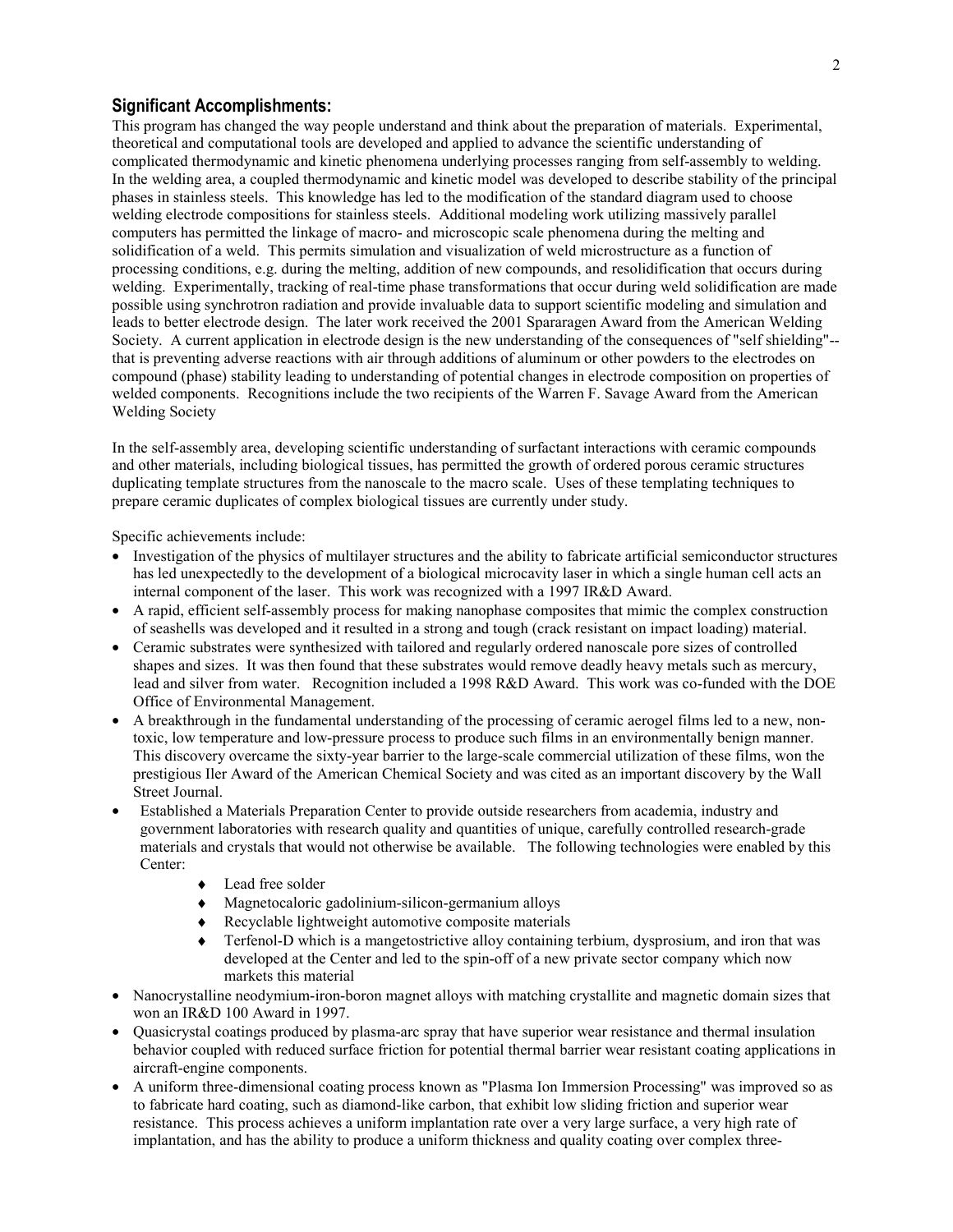## Significant Accomplishments:

This program has changed the way people understand and think about the preparation of materials. Experimental, theoretical and computational tools are developed and applied to advance the scientific understanding of complicated thermodynamic and kinetic phenomena underlying processes ranging from self-assembly to welding. In the welding area, a coupled thermodynamic and kinetic model was developed to describe stability of the principal phases in stainless steels. This knowledge has led to the modification of the standard diagram used to choose welding electrode compositions for stainless steels. Additional modeling work utilizing massively parallel computers has permitted the linkage of macro- and microscopic scale phenomena during the melting and solidification of a weld. This permits simulation and visualization of weld microstructure as a function of processing conditions, e.g. during the melting, addition of new compounds, and resolidification that occurs during welding. Experimentally, tracking of real-time phase transformations that occur during weld solidification are made possible using synchrotron radiation and provide invaluable data to support scientific modeling and simulation and leads to better electrode design. The later work received the 2001 Spararagen Award from the American Welding Society. A current application in electrode design is the new understanding of the consequences of "self shielding"--that is preventing adverse reactions with air through additions of aluminum or other powders to the electrodes on compound (phase) stability leading to understanding of potential changes in electrode composition on properties of welded components. Recognitions include the two recipients of the Warren F. Savage Award from the American Welding Society

In the self-assembly area, developing scientific understanding of surfactant interactions with ceramic compounds and other materials, including biological tissues, has permitted the growth of ordered porous ceramic structures duplicating template structures from the nanoscale to the macro scale. Uses of these templating techniques to prepare ceramic duplicates of complex biological tissues are currently under study.

Specific achievements include:

- Investigation of the physics of multilayer structures and the ability to fabricate artificial semiconductor structures has led unexpectedly to the development of a biological microcavity laser in which a single human cell acts an internal component of the laser. This work was recognized with a 1997 IR&D Award.
- A rapid, efficient self-assembly process for making nanophase composites that mimic the complex construction of seashells was developed and it resulted in a strong and tough (crack resistant on impact loading) material.
- Ceramic substrates were synthesized with tailored and regularly ordered nanoscale pore sizes of controlled shapes and sizes. It was then found that these substrates would remove deadly heavy metals such as mercury, lead and silver from water. Recognition included a 1998 R&D Award. This work was co-funded with the DOE Office of Environmental Management.
- A breakthrough in the fundamental understanding of the processing of ceramic aerogel films led to a new, non-toxic, low temperature and low-pressure process to produce such films in an environmentally benign manner. This discovery overcame the sixty-year barrier to the large-scale commercial utilization of these films, won the prestigious Iler Award of the American Chemical Society and was cited as an important discovery by the Wall Street Journal.
- Established a Materials Preparation Center to provide outside researchers from academia, industry and government laboratories with research quality and quantities of unique, carefully controlled research-grade materials and crystals that would not otherwise be available. The following technologies were enabled by this Center:
  - Lead free solder
  - Magnetocaloric gadolinium-silicon-germanium alloys
  - Recyclable lightweight automotive composite materials
  - Terfenol-D which is a mangetostrictive alloy containing terbium, dysprosium, and iron that was developed at the Center and led to the spin-off of a new private sector company which now markets this material
- Nanocrystalline neodymium-iron-boron magnet alloys with matching crystallite and magnetic domain sizes that won an IR&D 100 Award in 1997.
- Quasicrystal coatings produced by plasma-arc spray that have superior wear resistance and thermal insulation behavior coupled with reduced surface friction for potential thermal barrier wear resistant coating applications in aircraft-engine components.
- A uniform three-dimensional coating process known as "Plasma Ion Immersion Processing" was improved so as to fabricate hard coating, such as diamond-like carbon, that exhibit low sliding friction and superior wear resistance. This process achieves a uniform implantation rate over a very large surface, a very high rate of implantation, and has the ability to produce a uniform thickness and quality coating over complex three-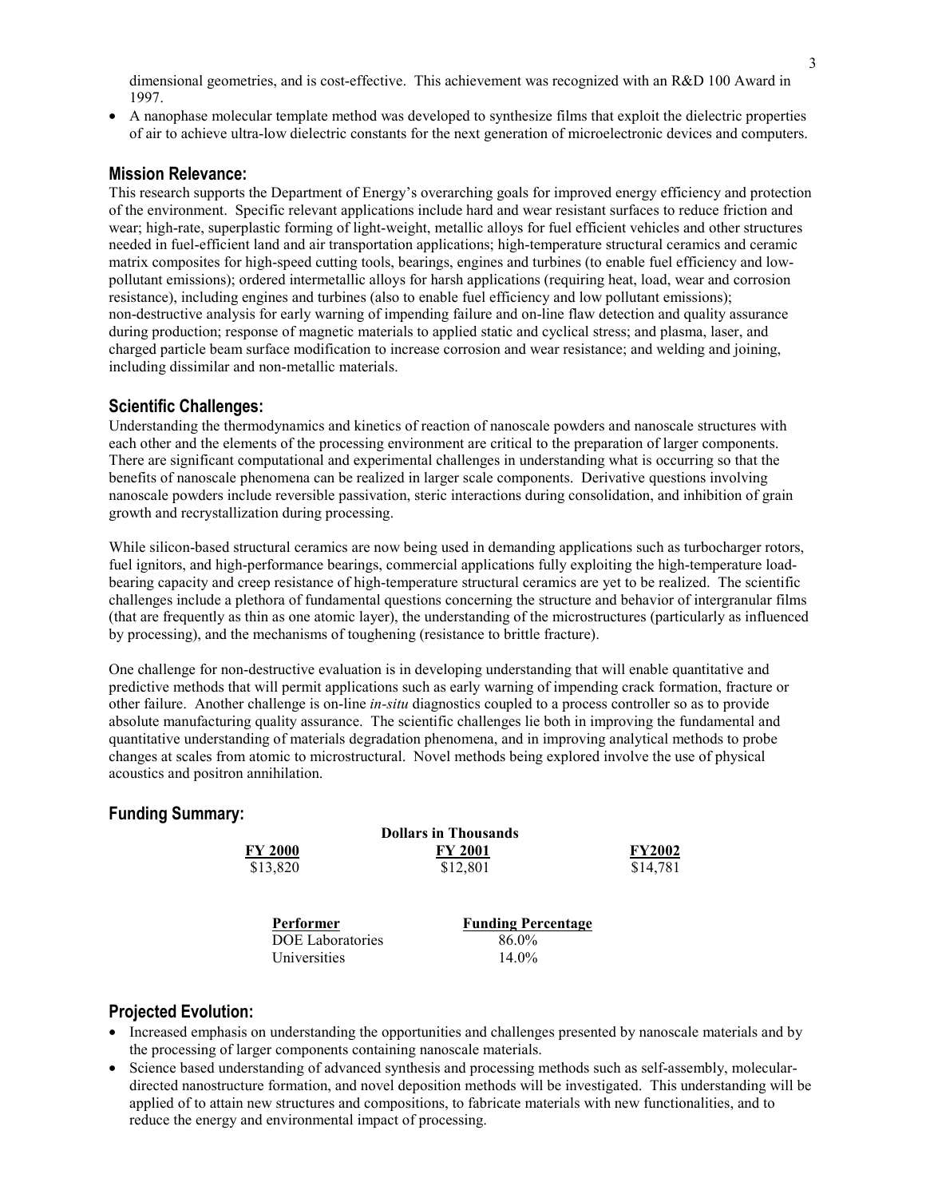dimensional geometries, and is cost-effective. This achievement was recognized with an R&D 100 Award in 1997.

- A nanophase molecular template method was developed to synthesize films that exploit the dielectric properties of air to achieve ultra-low dielectric constants for the next generation of microelectronic devices and computers.

## Mission Relevance:

This research supports the Department of Energy's overarching goals for improved energy efficiency and protection of the environment. Specific relevant applications include hard and wear resistant surfaces to reduce friction and wear; high-rate, superplastic forming of light-weight, metallic alloys for fuel efficient vehicles and other structures needed in fuel-efficient land and air transportation applications; high-temperature structural ceramics and ceramic matrix composites for high-speed cutting tools, bearings, engines and turbines (to enable fuel efficiency and low-pollutant emissions); ordered intermetallic alloys for harsh applications (requiring heat, load, wear and corrosion resistance), including engines and turbines (also to enable fuel efficiency and low pollutant emissions); non-destructive analysis for early warning of impending failure and on-line flaw detection and quality assurance during production; response of magnetic materials to applied static and cyclical stress; and plasma, laser, and charged particle beam surface modification to increase corrosion and wear resistance; and welding and joining, including dissimilar and non-metallic materials.

## Scientific Challenges:

Understanding the thermodynamics and kinetics of reaction of nanoscale powders and nanoscale structures with each other and the elements of the processing environment are critical to the preparation of larger components. There are significant computational and experimental challenges in understanding what is occurring so that the benefits of nanoscale phenomena can be realized in larger scale components. Derivative questions involving nanoscale powders include reversible passivation, steric interactions during consolidation, and inhibition of grain growth and recrystallization during processing.

While silicon-based structural ceramics are now being used in demanding applications such as turbocharger rotors, fuel ignitors, and high-performance bearings, commercial applications fully exploiting the high-temperature load-bearing capacity and creep resistance of high-temperature structural ceramics are yet to be realized. The scientific challenges include a plethora of fundamental questions concerning the structure and behavior of intergranular films (that are frequently as thin as one atomic layer), the understanding of the microstructures (particularly as influenced by processing), and the mechanisms of toughening (resistance to brittle fracture).

One challenge for non-destructive evaluation is in developing understanding that will enable quantitative and predictive methods that will permit applications such as early warning of impending crack formation, fracture or other failure. Another challenge is on-line *in-situ* diagnostics coupled to a process controller so as to provide absolute manufacturing quality assurance. The scientific challenges lie both in improving the fundamental and quantitative understanding of materials degradation phenomena, and in improving analytical methods to probe changes at scales from atomic to microstructural. Novel methods being explored involve the use of physical acoustics and positron annihilation.

## Funding Summary:

**Dollars in Thousands**

| FY 2000 | FY 2001 | FY2002 |
|---|---|---|
| $13,820 | $12,801 | $14,781 |

| Performer | Funding Percentage |
|---|---|
| DOE Laboratories | 86.0% |
| Universities | 14.0% |

## Projected Evolution:

- Increased emphasis on understanding the opportunities and challenges presented by nanoscale materials and by the processing of larger components containing nanoscale materials.
- Science based understanding of advanced synthesis and processing methods such as self-assembly, molecular-directed nanostructure formation, and novel deposition methods will be investigated. This understanding will be applied of to attain new structures and compositions, to fabricate materials with new functionalities, and to reduce the energy and environmental impact of processing.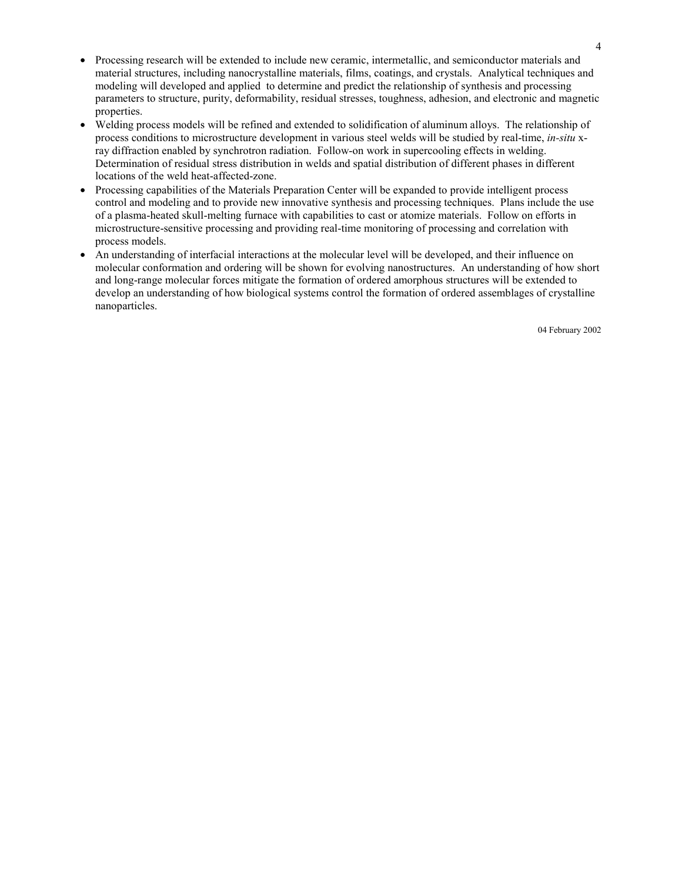- Processing research will be extended to include new ceramic, intermetallic, and semiconductor materials and material structures, including nanocrystalline materials, films, coatings, and crystals. Analytical techniques and modeling will developed and applied to determine and predict the relationship of synthesis and processing parameters to structure, purity, deformability, residual stresses, toughness, adhesion, and electronic and magnetic properties.
- Welding process models will be refined and extended to solidification of aluminum alloys. The relationship of process conditions to microstructure development in various steel welds will be studied by real-time, *in-situ* x-ray diffraction enabled by synchrotron radiation. Follow-on work in supercooling effects in welding. Determination of residual stress distribution in welds and spatial distribution of different phases in different locations of the weld heat-affected-zone.
- Processing capabilities of the Materials Preparation Center will be expanded to provide intelligent process control and modeling and to provide new innovative synthesis and processing techniques. Plans include the use of a plasma-heated skull-melting furnace with capabilities to cast or atomize materials. Follow on efforts in microstructure-sensitive processing and providing real-time monitoring of processing and correlation with process models.
- An understanding of interfacial interactions at the molecular level will be developed, and their influence on molecular conformation and ordering will be shown for evolving nanostructures. An understanding of how short and long-range molecular forces mitigate the formation of ordered amorphous structures will be extended to develop an understanding of how biological systems control the formation of ordered assemblages of crystalline nanoparticles.

04 February 2002